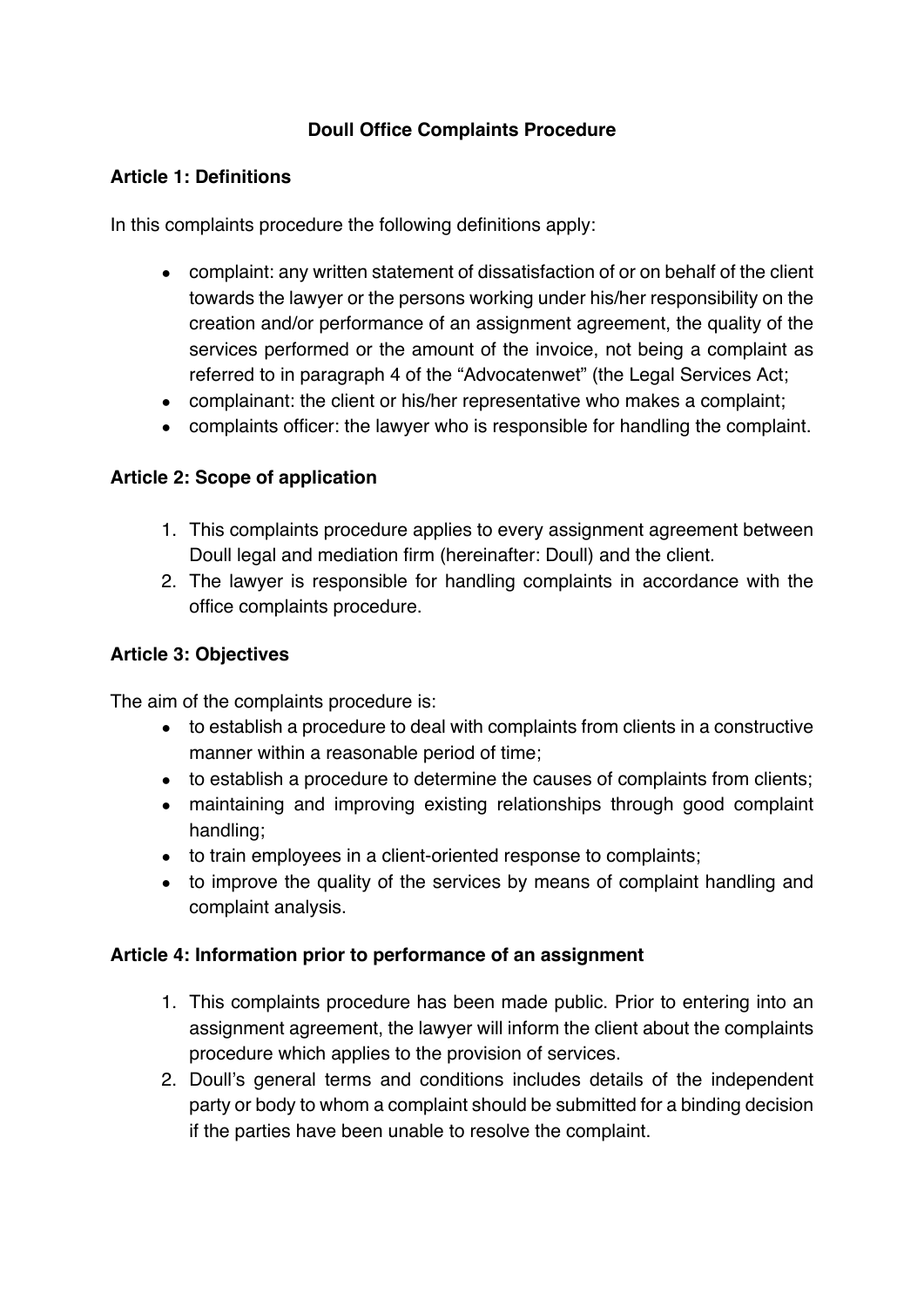# Doull Office Complaints Procedure

## Article 1: Definitions

In this complaints procedure the following definitions apply:

- complaint: any written statement of dissatisfaction of or on behalf of the client towards the lawyer or the persons working under his/her responsibility on the creation and/or performance of an assignment agreement, the quality of the services performed or the amount of the invoice, not being a complaint as referred to in paragraph 4 of the "Advocatenwet" (the Legal Services Act;
- complainant: the client or his/her representative who makes a complaint;
- complaints officer: the lawyer who is responsible for handling the complaint.

## Article 2: Scope of application

1. This complaints procedure applies to every assignment agreement between Doull legal and mediation firm (hereinafter: Doull) and the client.
2. The lawyer is responsible for handling complaints in accordance with the office complaints procedure.

## Article 3: Objectives

The aim of the complaints procedure is:

- to establish a procedure to deal with complaints from clients in a constructive manner within a reasonable period of time;
- to establish a procedure to determine the causes of complaints from clients;
- maintaining and improving existing relationships through good complaint handling;
- to train employees in a client-oriented response to complaints;
- to improve the quality of the services by means of complaint handling and complaint analysis.

## Article 4: Information prior to performance of an assignment

1. This complaints procedure has been made public. Prior to entering into an assignment agreement, the lawyer will inform the client about the complaints procedure which applies to the provision of services.
2. Doull's general terms and conditions includes details of the independent party or body to whom a complaint should be submitted for a binding decision if the parties have been unable to resolve the complaint.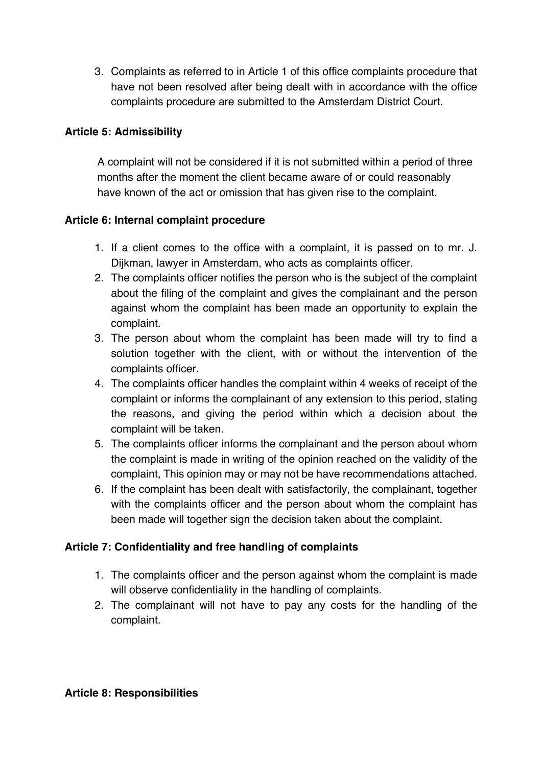3. Complaints as referred to in Article 1 of this office complaints procedure that have not been resolved after being dealt with in accordance with the office complaints procedure are submitted to the Amsterdam District Court.

**Article 5: Admissibility**

A complaint will not be considered if it is not submitted within a period of three months after the moment the client became aware of or could reasonably have known of the act or omission that has given rise to the complaint.

**Article 6: Internal complaint procedure**

1. If a client comes to the office with a complaint, it is passed on to mr. J. Dijkman, lawyer in Amsterdam, who acts as complaints officer.
2. The complaints officer notifies the person who is the subject of the complaint about the filing of the complaint and gives the complainant and the person against whom the complaint has been made an opportunity to explain the complaint.
3. The person about whom the complaint has been made will try to find a solution together with the client, with or without the intervention of the complaints officer.
4. The complaints officer handles the complaint within 4 weeks of receipt of the complaint or informs the complainant of any extension to this period, stating the reasons, and giving the period within which a decision about the complaint will be taken.
5. The complaints officer informs the complainant and the person about whom the complaint is made in writing of the opinion reached on the validity of the complaint, This opinion may or may not be have recommendations attached.
6. If the complaint has been dealt with satisfactorily, the complainant, together with the complaints officer and the person about whom the complaint has been made will together sign the decision taken about the complaint.

**Article 7: Confidentiality and free handling of complaints**

1. The complaints officer and the person against whom the complaint is made will observe confidentiality in the handling of complaints.
2. The complainant will not have to pay any costs for the handling of the complaint.

**Article 8: Responsibilities**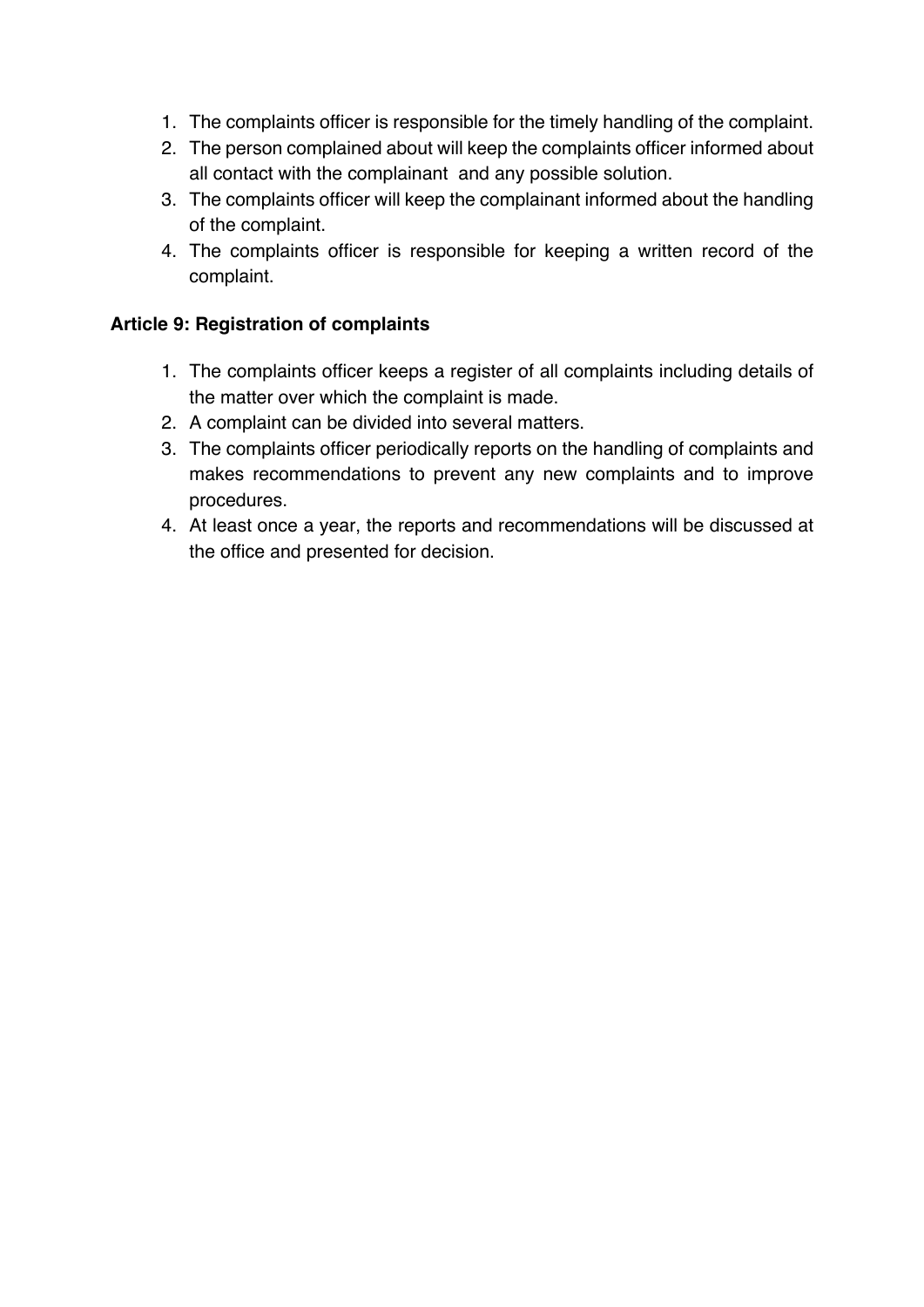1. The complaints officer is responsible for the timely handling of the complaint.
2. The person complained about will keep the complaints officer informed about all contact with the complainant and any possible solution.
3. The complaints officer will keep the complainant informed about the handling of the complaint.
4. The complaints officer is responsible for keeping a written record of the complaint.

**Article 9: Registration of complaints**

1. The complaints officer keeps a register of all complaints including details of the matter over which the complaint is made.
2. A complaint can be divided into several matters.
3. The complaints officer periodically reports on the handling of complaints and makes recommendations to prevent any new complaints and to improve procedures.
4. At least once a year, the reports and recommendations will be discussed at the office and presented for decision.